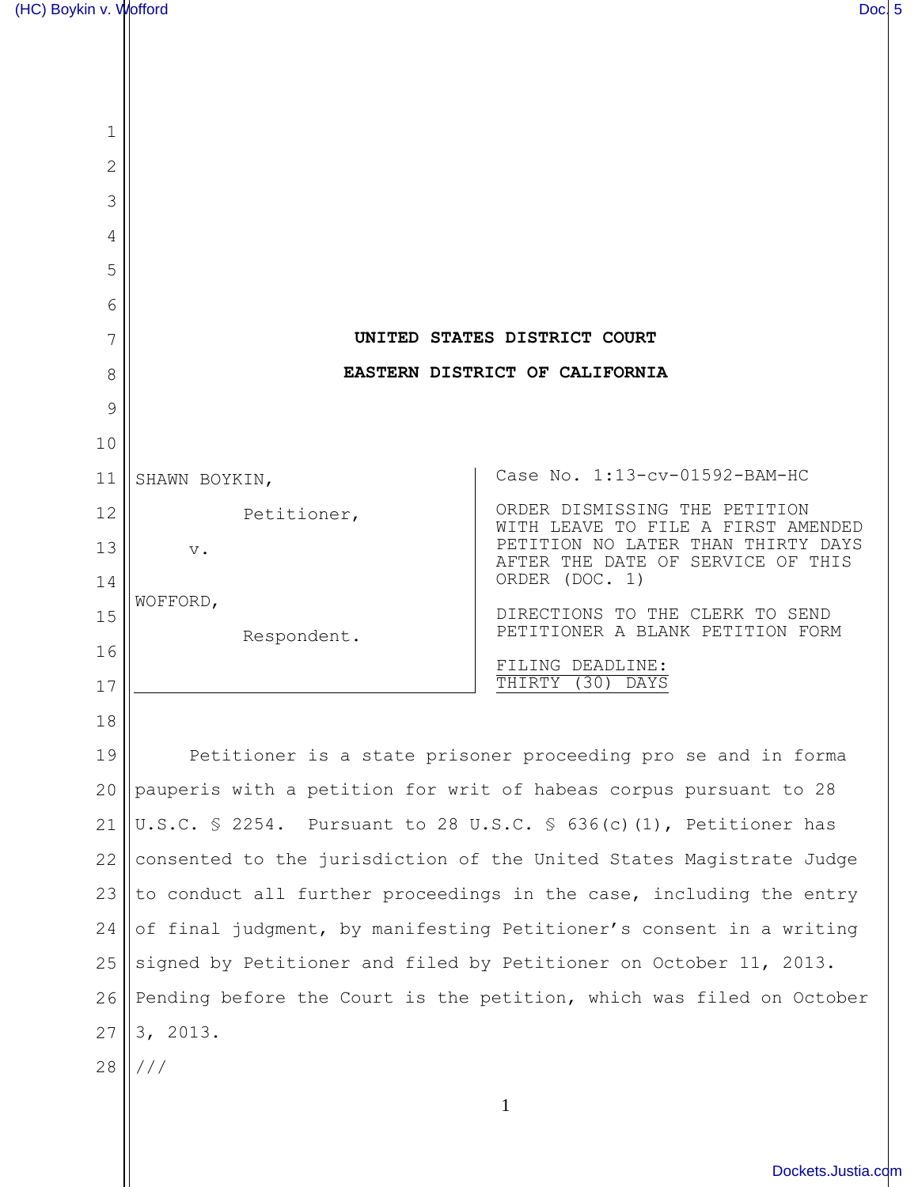**UNITED STATES DISTRICT COURT**

**EASTERN DISTRICT OF CALIFORNIA**

| | |
|---|---|
| SHAWN BOYKIN,<br><br>Petitioner,<br><br>v.<br><br>WOFFORD,<br><br>Respondent. | Case No. 1:13-cv-01592-BAM-HC<br><br>ORDER DISMISSING THE PETITION WITH LEAVE TO FILE A FIRST AMENDED PETITION NO LATER THAN THIRTY DAYS AFTER THE DATE OF SERVICE OF THIS ORDER (DOC. 1)<br><br>DIRECTIONS TO THE CLERK TO SEND PETITIONER A BLANK PETITION FORM<br><br>FILING DEADLINE: THIRTY (30) DAYS |

Petitioner is a state prisoner proceeding pro se and in forma pauperis with a petition for writ of habeas corpus pursuant to 28 U.S.C. § 2254. Pursuant to 28 U.S.C. § 636(c)(1), Petitioner has consented to the jurisdiction of the United States Magistrate Judge to conduct all further proceedings in the case, including the entry of final judgment, by manifesting Petitioner's consent in a writing signed by Petitioner and filed by Petitioner on October 11, 2013. Pending before the Court is the petition, which was filed on October 3, 2013.

///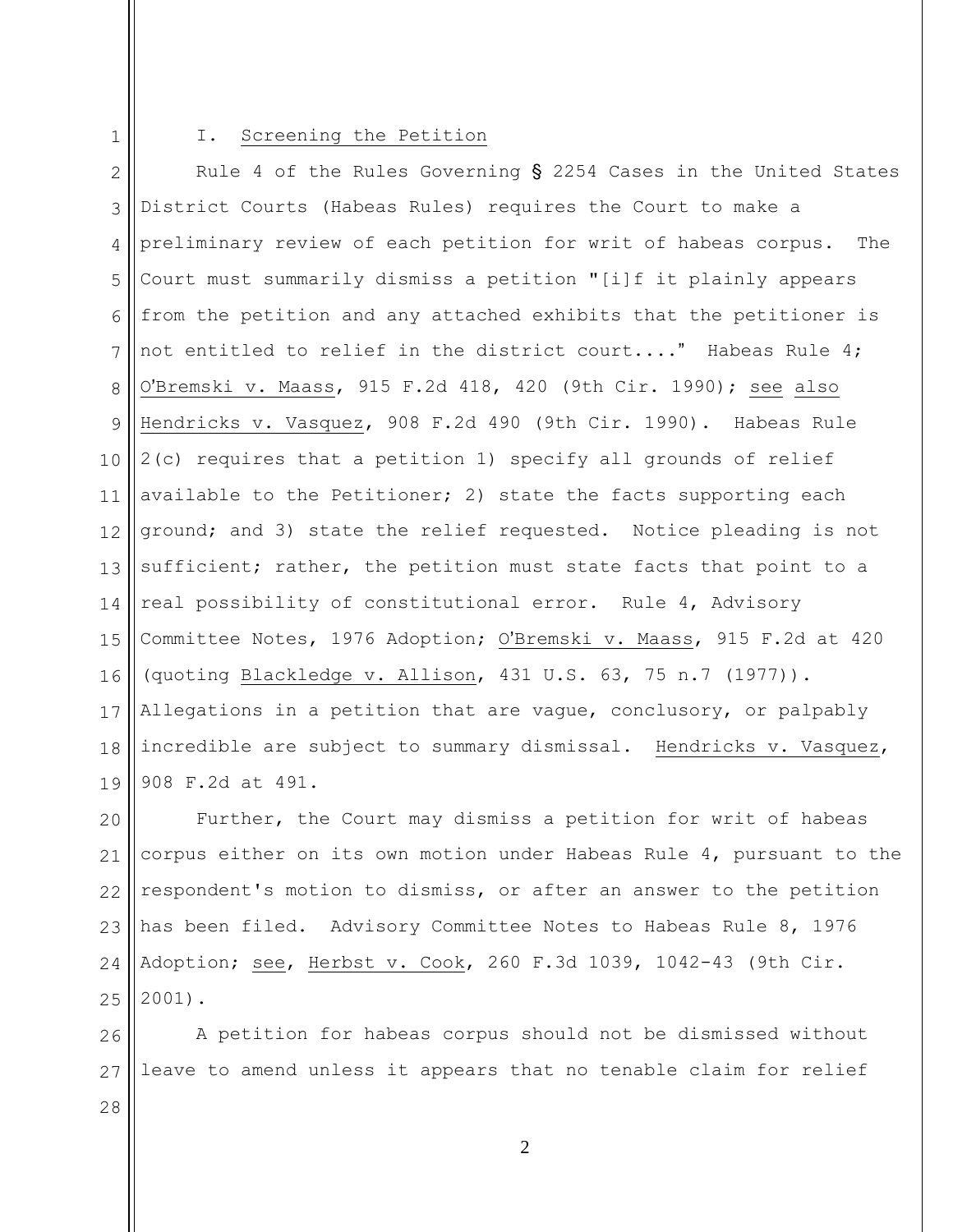## I. Screening the Petition

Rule 4 of the Rules Governing § 2254 Cases in the United States District Courts (Habeas Rules) requires the Court to make a preliminary review of each petition for writ of habeas corpus. The Court must summarily dismiss a petition "[i]f it plainly appears from the petition and any attached exhibits that the petitioner is not entitled to relief in the district court...." Habeas Rule 4; O'Bremski v. Maass, 915 F.2d 418, 420 (9th Cir. 1990); see also Hendricks v. Vasquez, 908 F.2d 490 (9th Cir. 1990). Habeas Rule 2(c) requires that a petition 1) specify all grounds of relief available to the Petitioner; 2) state the facts supporting each ground; and 3) state the relief requested. Notice pleading is not sufficient; rather, the petition must state facts that point to a real possibility of constitutional error. Rule 4, Advisory Committee Notes, 1976 Adoption; O'Bremski v. Maass, 915 F.2d at 420 (quoting Blackledge v. Allison, 431 U.S. 63, 75 n.7 (1977)). Allegations in a petition that are vague, conclusory, or palpably incredible are subject to summary dismissal. Hendricks v. Vasquez, 908 F.2d at 491.

Further, the Court may dismiss a petition for writ of habeas corpus either on its own motion under Habeas Rule 4, pursuant to the respondent's motion to dismiss, or after an answer to the petition has been filed. Advisory Committee Notes to Habeas Rule 8, 1976 Adoption; see, Herbst v. Cook, 260 F.3d 1039, 1042-43 (9th Cir. 2001).

A petition for habeas corpus should not be dismissed without leave to amend unless it appears that no tenable claim for relief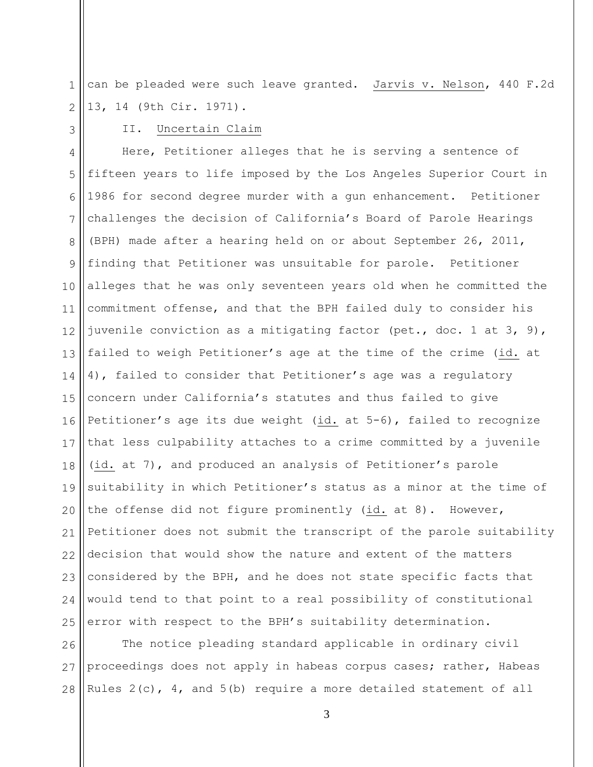can be pleaded were such leave granted. Jarvis v. Nelson, 440 F.2d 13, 14 (9th Cir. 1971).

II. Uncertain Claim

Here, Petitioner alleges that he is serving a sentence of fifteen years to life imposed by the Los Angeles Superior Court in 1986 for second degree murder with a gun enhancement. Petitioner challenges the decision of California's Board of Parole Hearings (BPH) made after a hearing held on or about September 26, 2011, finding that Petitioner was unsuitable for parole. Petitioner alleges that he was only seventeen years old when he committed the commitment offense, and that the BPH failed duly to consider his juvenile conviction as a mitigating factor (pet., doc. 1 at 3, 9), failed to weigh Petitioner's age at the time of the crime (id. at 4), failed to consider that Petitioner's age was a regulatory concern under California's statutes and thus failed to give Petitioner's age its due weight (id. at 5-6), failed to recognize that less culpability attaches to a crime committed by a juvenile (id. at 7), and produced an analysis of Petitioner's parole suitability in which Petitioner's status as a minor at the time of the offense did not figure prominently (id. at 8). However, Petitioner does not submit the transcript of the parole suitability decision that would show the nature and extent of the matters considered by the BPH, and he does not state specific facts that would tend to that point to a real possibility of constitutional error with respect to the BPH's suitability determination.

The notice pleading standard applicable in ordinary civil proceedings does not apply in habeas corpus cases; rather, Habeas Rules 2(c), 4, and 5(b) require a more detailed statement of all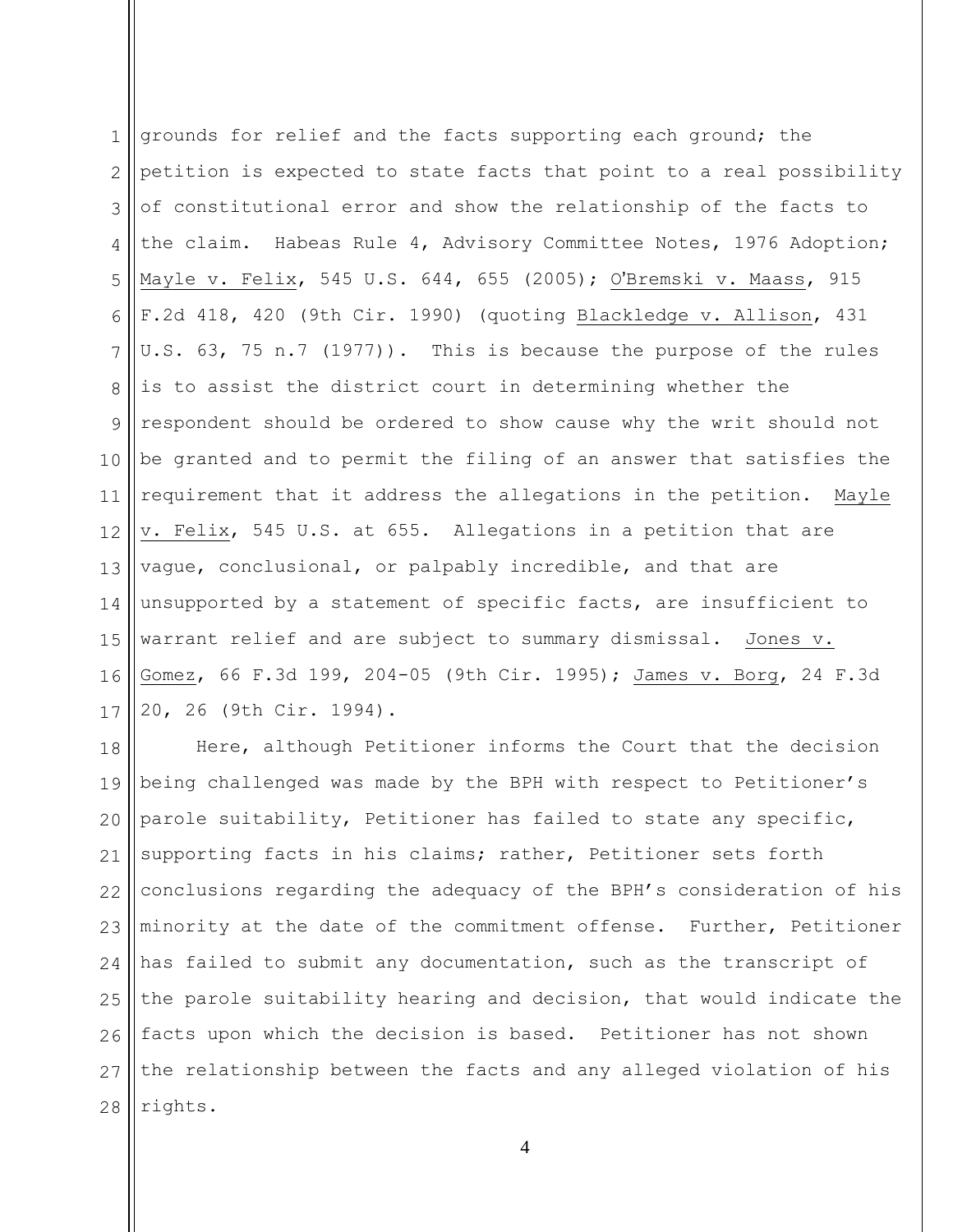grounds for relief and the facts supporting each ground; the petition is expected to state facts that point to a real possibility of constitutional error and show the relationship of the facts to the claim. Habeas Rule 4, Advisory Committee Notes, 1976 Adoption; Mayle v. Felix, 545 U.S. 644, 655 (2005); O'Bremski v. Maass, 915 F.2d 418, 420 (9th Cir. 1990) (quoting Blackledge v. Allison, 431 U.S. 63, 75 n.7 (1977)). This is because the purpose of the rules is to assist the district court in determining whether the respondent should be ordered to show cause why the writ should not be granted and to permit the filing of an answer that satisfies the requirement that it address the allegations in the petition. Mayle v. Felix, 545 U.S. at 655. Allegations in a petition that are vague, conclusional, or palpably incredible, and that are unsupported by a statement of specific facts, are insufficient to warrant relief and are subject to summary dismissal. Jones v. Gomez, 66 F.3d 199, 204-05 (9th Cir. 1995); James v. Borg, 24 F.3d 20, 26 (9th Cir. 1994).

Here, although Petitioner informs the Court that the decision being challenged was made by the BPH with respect to Petitioner's parole suitability, Petitioner has failed to state any specific, supporting facts in his claims; rather, Petitioner sets forth conclusions regarding the adequacy of the BPH's consideration of his minority at the date of the commitment offense. Further, Petitioner has failed to submit any documentation, such as the transcript of the parole suitability hearing and decision, that would indicate the facts upon which the decision is based. Petitioner has not shown the relationship between the facts and any alleged violation of his rights.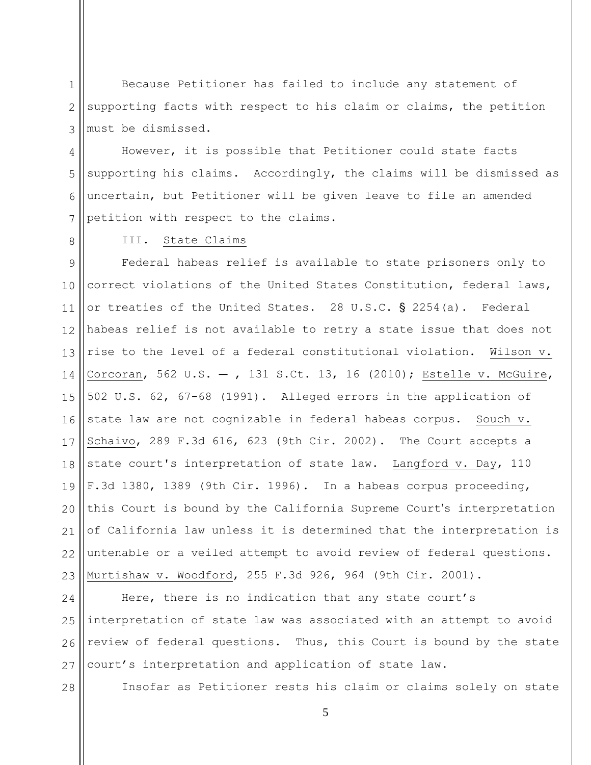Because Petitioner has failed to include any statement of supporting facts with respect to his claim or claims, the petition must be dismissed.

However, it is possible that Petitioner could state facts supporting his claims. Accordingly, the claims will be dismissed as uncertain, but Petitioner will be given leave to file an amended petition with respect to the claims.

III. State Claims

Federal habeas relief is available to state prisoners only to correct violations of the United States Constitution, federal laws, or treaties of the United States. 28 U.S.C. § 2254(a). Federal habeas relief is not available to retry a state issue that does not rise to the level of a federal constitutional violation. Wilson v. Corcoran, 562 U.S. — , 131 S.Ct. 13, 16 (2010); Estelle v. McGuire, 502 U.S. 62, 67-68 (1991). Alleged errors in the application of state law are not cognizable in federal habeas corpus. Souch v. Schaivo, 289 F.3d 616, 623 (9th Cir. 2002). The Court accepts a state court's interpretation of state law. Langford v. Day, 110 F.3d 1380, 1389 (9th Cir. 1996). In a habeas corpus proceeding, this Court is bound by the California Supreme Court's interpretation of California law unless it is determined that the interpretation is untenable or a veiled attempt to avoid review of federal questions. Murtishaw v. Woodford, 255 F.3d 926, 964 (9th Cir. 2001).

Here, there is no indication that any state court's interpretation of state law was associated with an attempt to avoid review of federal questions. Thus, this Court is bound by the state court's interpretation and application of state law.

Insofar as Petitioner rests his claim or claims solely on state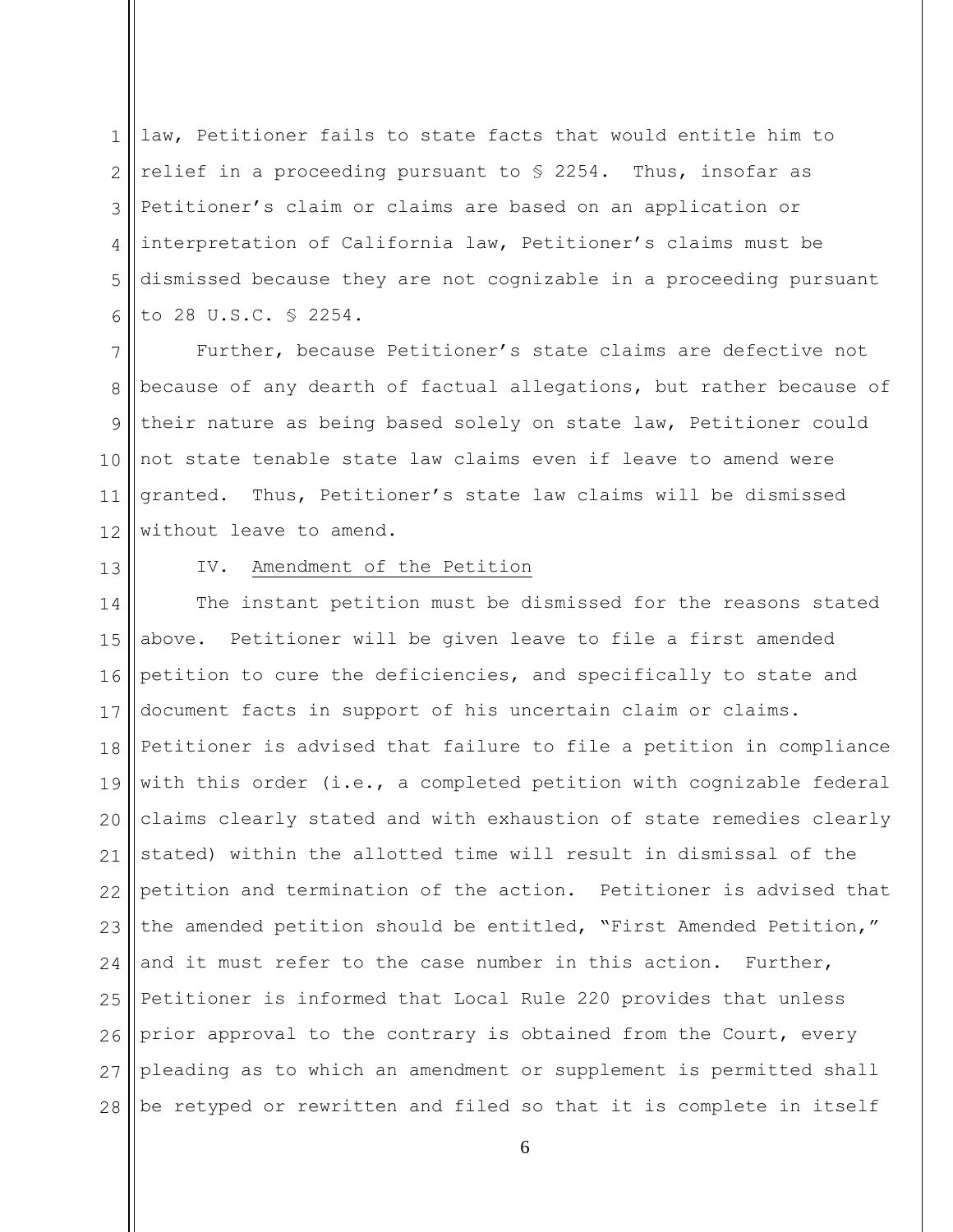law, Petitioner fails to state facts that would entitle him to relief in a proceeding pursuant to § 2254. Thus, insofar as Petitioner's claim or claims are based on an application or interpretation of California law, Petitioner's claims must be dismissed because they are not cognizable in a proceeding pursuant to 28 U.S.C. § 2254.

Further, because Petitioner's state claims are defective not because of any dearth of factual allegations, but rather because of their nature as being based solely on state law, Petitioner could not state tenable state law claims even if leave to amend were granted. Thus, Petitioner's state law claims will be dismissed without leave to amend.

IV. Amendment of the Petition

The instant petition must be dismissed for the reasons stated above. Petitioner will be given leave to file a first amended petition to cure the deficiencies, and specifically to state and document facts in support of his uncertain claim or claims. Petitioner is advised that failure to file a petition in compliance with this order (i.e., a completed petition with cognizable federal claims clearly stated and with exhaustion of state remedies clearly stated) within the allotted time will result in dismissal of the petition and termination of the action. Petitioner is advised that the amended petition should be entitled, "First Amended Petition," and it must refer to the case number in this action. Further, Petitioner is informed that Local Rule 220 provides that unless prior approval to the contrary is obtained from the Court, every pleading as to which an amendment or supplement is permitted shall be retyped or rewritten and filed so that it is complete in itself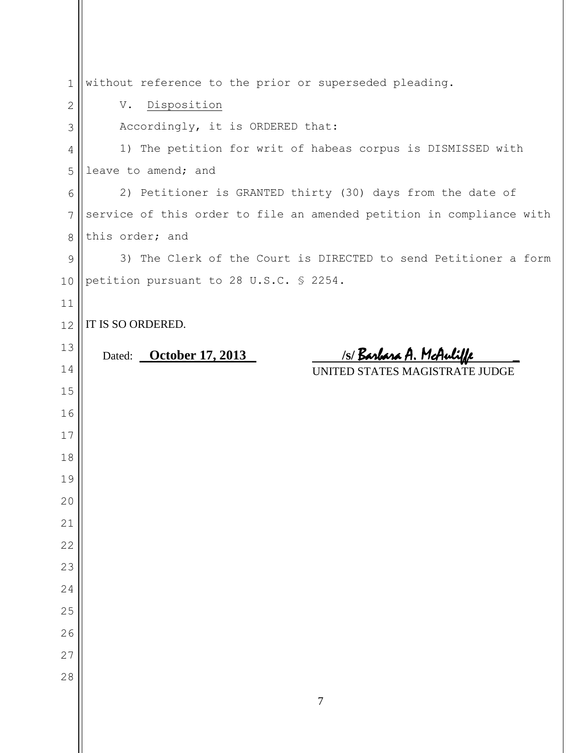without reference to the prior or superseded pleading.

V. Disposition

Accordingly, it is ORDERED that:

1) The petition for writ of habeas corpus is DISMISSED with leave to amend; and

2) Petitioner is GRANTED thirty (30) days from the date of service of this order to file an amended petition in compliance with this order; and

3) The Clerk of the Court is DIRECTED to send Petitioner a form petition pursuant to 28 U.S.C. § 2254.

IT IS SO ORDERED.

Dated: **October 17, 2013**

/s/ Barbara A. McAuliffe
UNITED STATES MAGISTRATE JUDGE